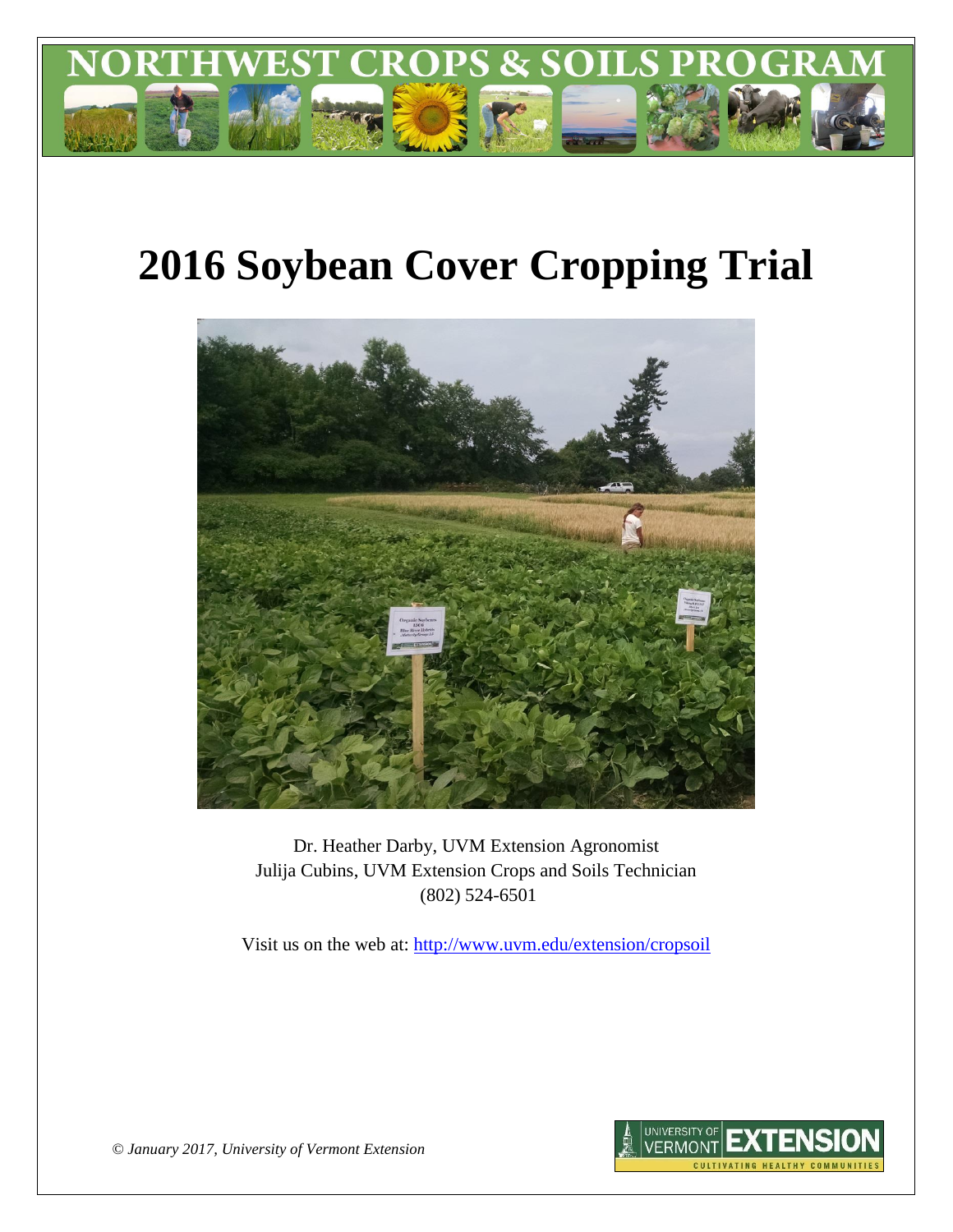# NORTHWEST CROPS & SOILS PROGRAM

# 2016 Soybean Cover Cropping Trial

Dr. Heather Darby, UVM Extension Agronomist
Julija Cubins, UVM Extension Crops and Soils Technician
(802) 524-6501

Visit us on the web at: http://www.uvm.edu/extension/cropsoil

*© January 2017, University of Vermont Extension*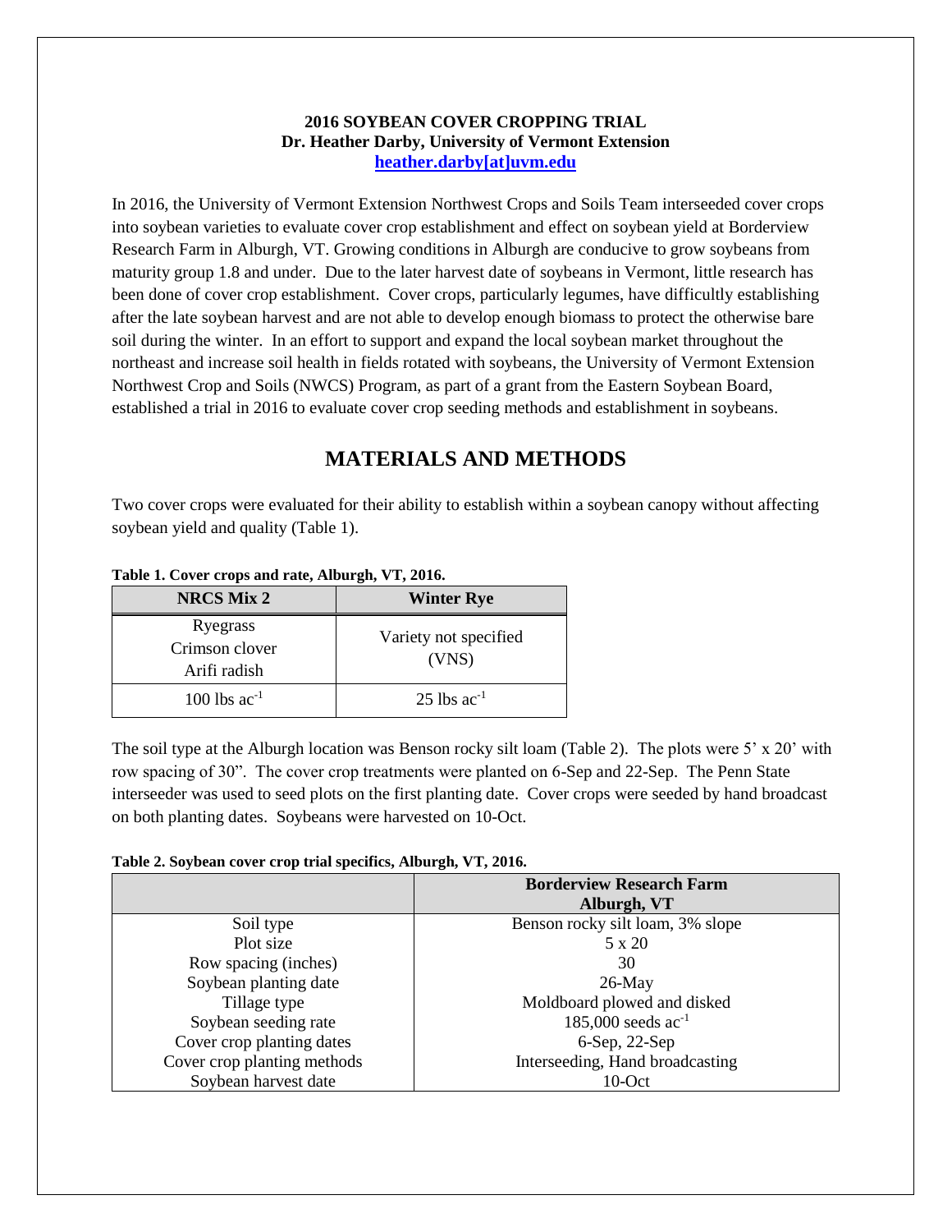**2016 SOYBEAN COVER CROPPING TRIAL**
**Dr. Heather Darby, University of Vermont Extension**
**[heather.darby[at]uvm.edu](mailto:heather.darby@uvm.edu)**

In 2016, the University of Vermont Extension Northwest Crops and Soils Team interseeded cover crops into soybean varieties to evaluate cover crop establishment and effect on soybean yield at Borderview Research Farm in Alburgh, VT. Growing conditions in Alburgh are conducive to grow soybeans from maturity group 1.8 and under. Due to the later harvest date of soybeans in Vermont, little research has been done of cover crop establishment. Cover crops, particularly legumes, have difficultly establishing after the late soybean harvest and are not able to develop enough biomass to protect the otherwise bare soil during the winter. In an effort to support and expand the local soybean market throughout the northeast and increase soil health in fields rotated with soybeans, the University of Vermont Extension Northwest Crop and Soils (NWCS) Program, as part of a grant from the Eastern Soybean Board, established a trial in 2016 to evaluate cover crop seeding methods and establishment in soybeans.

## MATERIALS AND METHODS

Two cover crops were evaluated for their ability to establish within a soybean canopy without affecting soybean yield and quality (Table 1).

**Table 1. Cover crops and rate, Alburgh, VT, 2016.**

| NRCS Mix 2 | Winter Rye |
|---|---|
| Ryegrass<br>Crimson clover<br>Arifi radish | Variety not specified (VNS) |
| 100 lbs ac$^{-1}$ | 25 lbs ac$^{-1}$ |

The soil type at the Alburgh location was Benson rocky silt loam (Table 2). The plots were 5' x 20' with row spacing of 30". The cover crop treatments were planted on 6-Sep and 22-Sep. The Penn State interseeder was used to seed plots on the first planting date. Cover crops were seeded by hand broadcast on both planting dates. Soybeans were harvested on 10-Oct.

**Table 2. Soybean cover crop trial specifics, Alburgh, VT, 2016.**

| | Borderview Research Farm Alburgh, VT |
|---|---|
| Soil type | Benson rocky silt loam, 3% slope |
| Plot size | 5 x 20 |
| Row spacing (inches) | 30 |
| Soybean planting date | 26-May |
| Tillage type | Moldboard plowed and disked |
| Soybean seeding rate | 185,000 seeds ac$^{-1}$ |
| Cover crop planting dates | 6-Sep, 22-Sep |
| Cover crop planting methods | Interseeding, Hand broadcasting |
| Soybean harvest date | 10-Oct |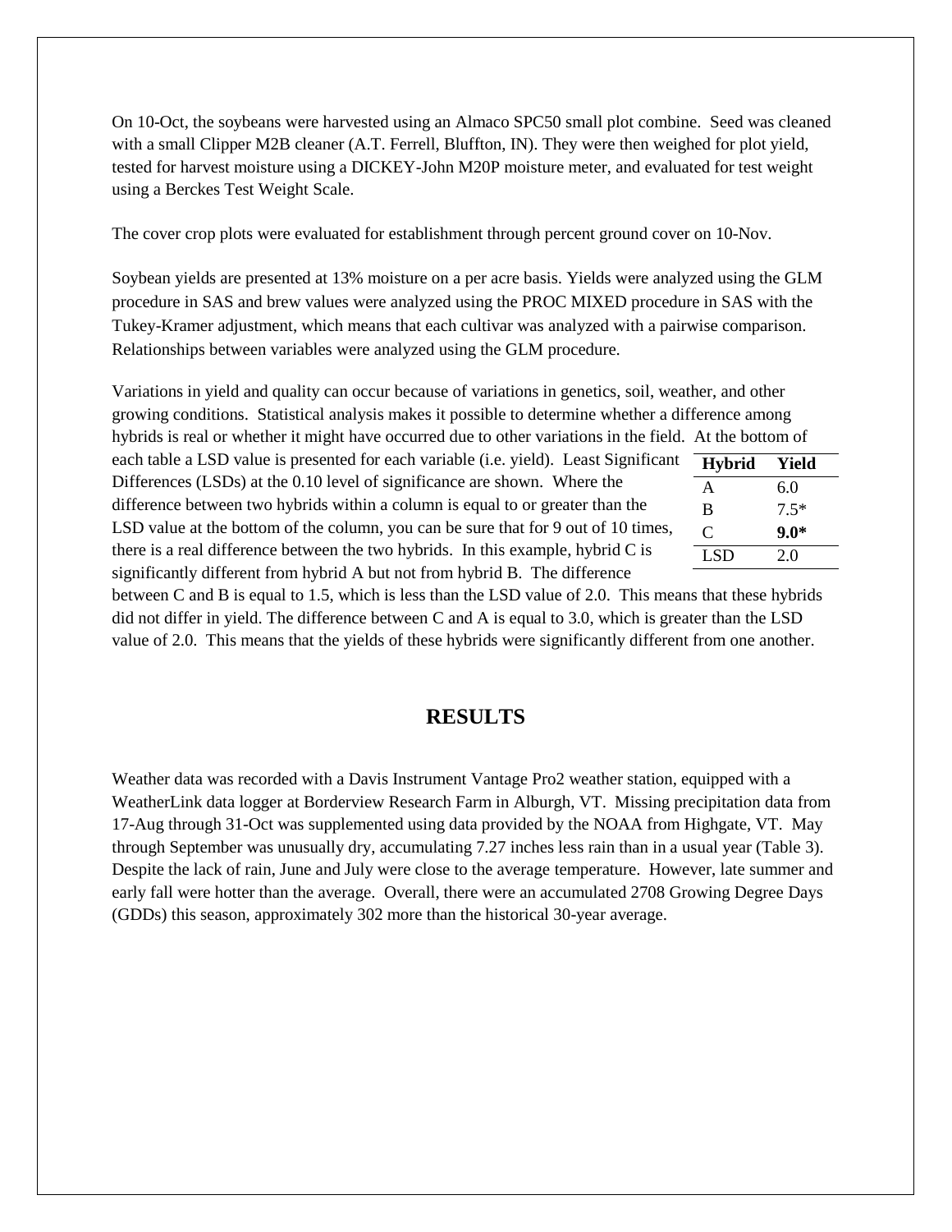On 10-Oct, the soybeans were harvested using an Almaco SPC50 small plot combine. Seed was cleaned with a small Clipper M2B cleaner (A.T. Ferrell, Bluffton, IN). They were then weighed for plot yield, tested for harvest moisture using a DICKEY-John M20P moisture meter, and evaluated for test weight using a Berckes Test Weight Scale.

The cover crop plots were evaluated for establishment through percent ground cover on 10-Nov.

Soybean yields are presented at 13% moisture on a per acre basis. Yields were analyzed using the GLM procedure in SAS and brew values were analyzed using the PROC MIXED procedure in SAS with the Tukey-Kramer adjustment, which means that each cultivar was analyzed with a pairwise comparison. Relationships between variables were analyzed using the GLM procedure.

Variations in yield and quality can occur because of variations in genetics, soil, weather, and other growing conditions. Statistical analysis makes it possible to determine whether a difference among hybrids is real or whether it might have occurred due to other variations in the field. At the bottom of each table a LSD value is presented for each variable (i.e. yield). Least Significant Differences (LSDs) at the 0.10 level of significance are shown. Where the difference between two hybrids within a column is equal to or greater than the LSD value at the bottom of the column, you can be sure that for 9 out of 10 times, there is a real difference between the two hybrids. In this example, hybrid C is significantly different from hybrid A but not from hybrid B. The difference between C and B is equal to 1.5, which is less than the LSD value of 2.0. This means that these hybrids did not differ in yield. The difference between C and A is equal to 3.0, which is greater than the LSD value of 2.0. This means that the yields of these hybrids were significantly different from one another.

| **Hybrid** | **Yield** |
|---|---|
| A | 6.0 |
| B | 7.5* |
| C | **9.0*** |
| LSD | 2.0 |

## RESULTS

Weather data was recorded with a Davis Instrument Vantage Pro2 weather station, equipped with a WeatherLink data logger at Borderview Research Farm in Alburgh, VT. Missing precipitation data from 17-Aug through 31-Oct was supplemented using data provided by the NOAA from Highgate, VT. May through September was unusually dry, accumulating 7.27 inches less rain than in a usual year (Table 3). Despite the lack of rain, June and July were close to the average temperature. However, late summer and early fall were hotter than the average. Overall, there were an accumulated 2708 Growing Degree Days (GDDs) this season, approximately 302 more than the historical 30-year average.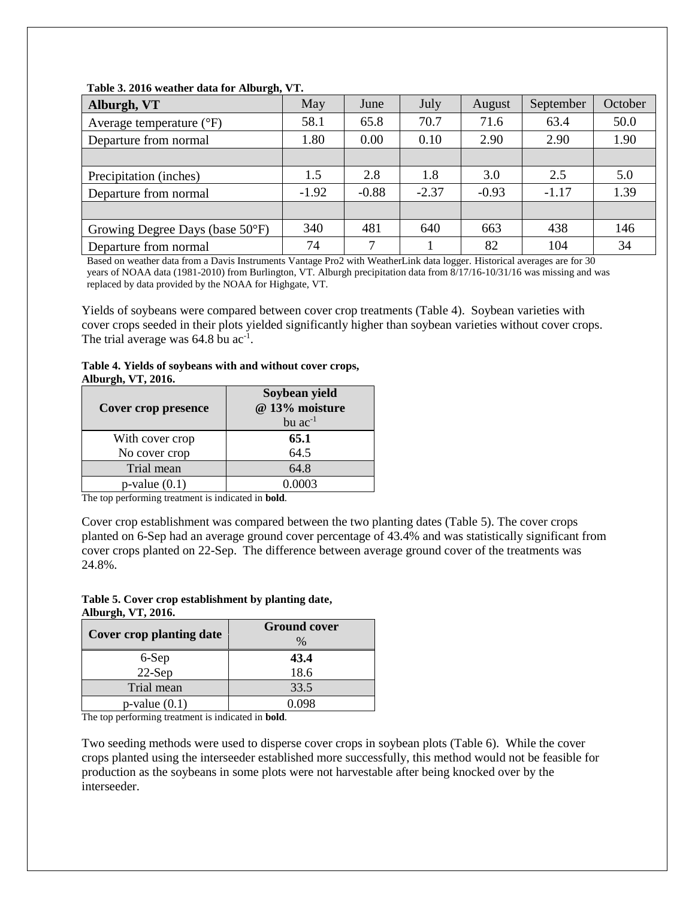**Table 3. 2016 weather data for Alburgh, VT.**

| Alburgh, VT | May | June | July | August | September | October |
|---|---|---|---|---|---|---|
| Average temperature (°F) | 58.1 | 65.8 | 70.7 | 71.6 | 63.4 | 50.0 |
| Departure from normal | 1.80 | 0.00 | 0.10 | 2.90 | 2.90 | 1.90 |
| | | | | | | |
| Precipitation (inches) | 1.5 | 2.8 | 1.8 | 3.0 | 2.5 | 5.0 |
| Departure from normal | -1.92 | -0.88 | -2.37 | -0.93 | -1.17 | 1.39 |
| | | | | | | |
| Growing Degree Days (base 50°F) | 340 | 481 | 640 | 663 | 438 | 146 |
| Departure from normal | 74 | 7 | 1 | 82 | 104 | 34 |

Based on weather data from a Davis Instruments Vantage Pro2 with WeatherLink data logger. Historical averages are for 30 years of NOAA data (1981-2010) from Burlington, VT. Alburgh precipitation data from 8/17/16-10/31/16 was missing and was replaced by data provided by the NOAA for Highgate, VT.

Yields of soybeans were compared between cover crop treatments (Table 4). Soybean varieties with cover crops seeded in their plots yielded significantly higher than soybean varieties without cover crops. The trial average was 64.8 bu $ac^{-1}$.

**Table 4. Yields of soybeans with and without cover crops, Alburgh, VT, 2016.**

| Cover crop presence | Soybean yield @ 13% moisture bu $ac^{-1}$ |
|---|---|
| With cover crop | **65.1** |
| No cover crop | 64.5 |
| Trial mean | 64.8 |
| p-value (0.1) | 0.0003 |

The top performing treatment is indicated in **bold**.

Cover crop establishment was compared between the two planting dates (Table 5). The cover crops planted on 6-Sep had an average ground cover percentage of 43.4% and was statistically significant from cover crops planted on 22-Sep. The difference between average ground cover of the treatments was 24.8%.

**Table 5. Cover crop establishment by planting date, Alburgh, VT, 2016.**

| Cover crop planting date | Ground cover % |
|---|---|
| 6-Sep | **43.4** |
| 22-Sep | 18.6 |
| Trial mean | 33.5 |
| p-value (0.1) | 0.098 |

The top performing treatment is indicated in **bold**.

Two seeding methods were used to disperse cover crops in soybean plots (Table 6). While the cover crops planted using the interseeder established more successfully, this method would not be feasible for production as the soybeans in some plots were not harvestable after being knocked over by the interseeder.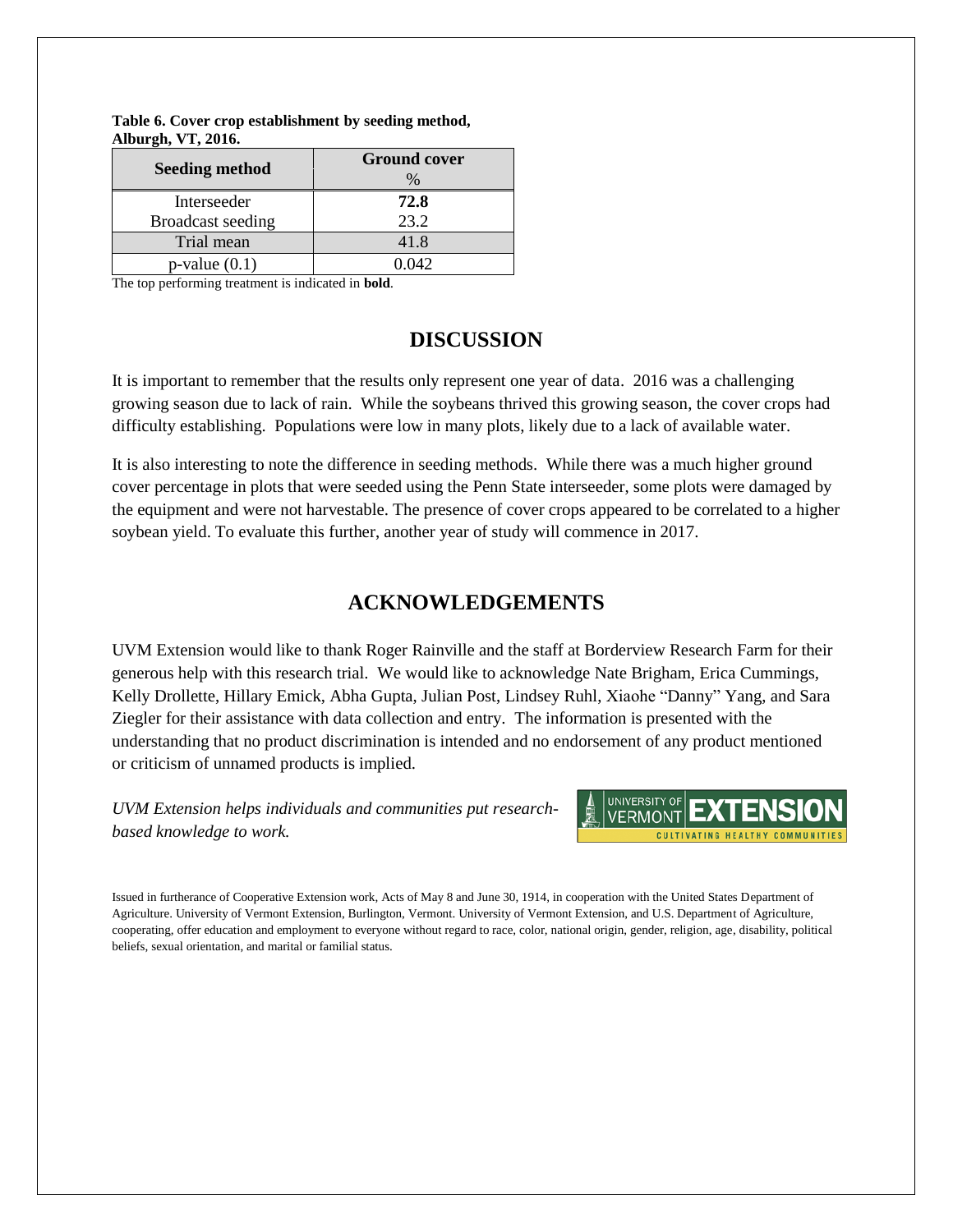**Table 6. Cover crop establishment by seeding method, Alburgh, VT, 2016.**

| Seeding method | Ground cover |
|---|---|
| | % |
| Interseeder | **72.8** |
| Broadcast seeding | 23.2 |
| Trial mean | 41.8 |
| p-value (0.1) | 0.042 |

The top performing treatment is indicated in **bold**.

## DISCUSSION

It is important to remember that the results only represent one year of data. 2016 was a challenging growing season due to lack of rain. While the soybeans thrived this growing season, the cover crops had difficulty establishing. Populations were low in many plots, likely due to a lack of available water.

It is also interesting to note the difference in seeding methods. While there was a much higher ground cover percentage in plots that were seeded using the Penn State interseeder, some plots were damaged by the equipment and were not harvestable. The presence of cover crops appeared to be correlated to a higher soybean yield. To evaluate this further, another year of study will commence in 2017.

## ACKNOWLEDGEMENTS

UVM Extension would like to thank Roger Rainville and the staff at Borderview Research Farm for their generous help with this research trial. We would like to acknowledge Nate Brigham, Erica Cummings, Kelly Drollette, Hillary Emick, Abha Gupta, Julian Post, Lindsey Ruhl, Xiaohe "Danny" Yang, and Sara Ziegler for their assistance with data collection and entry. The information is presented with the understanding that no product discrimination is intended and no endorsement of any product mentioned or criticism of unnamed products is implied.

*UVM Extension helps individuals and communities put research-based knowledge to work.*

UNIVERSITY OF VERMONT EXTENSION
CULTIVATING HEALTHY COMMUNITIES

Issued in furtherance of Cooperative Extension work, Acts of May 8 and June 30, 1914, in cooperation with the United States Department of Agriculture. University of Vermont Extension, Burlington, Vermont. University of Vermont Extension, and U.S. Department of Agriculture, cooperating, offer education and employment to everyone without regard to race, color, national origin, gender, religion, age, disability, political beliefs, sexual orientation, and marital or familial status.